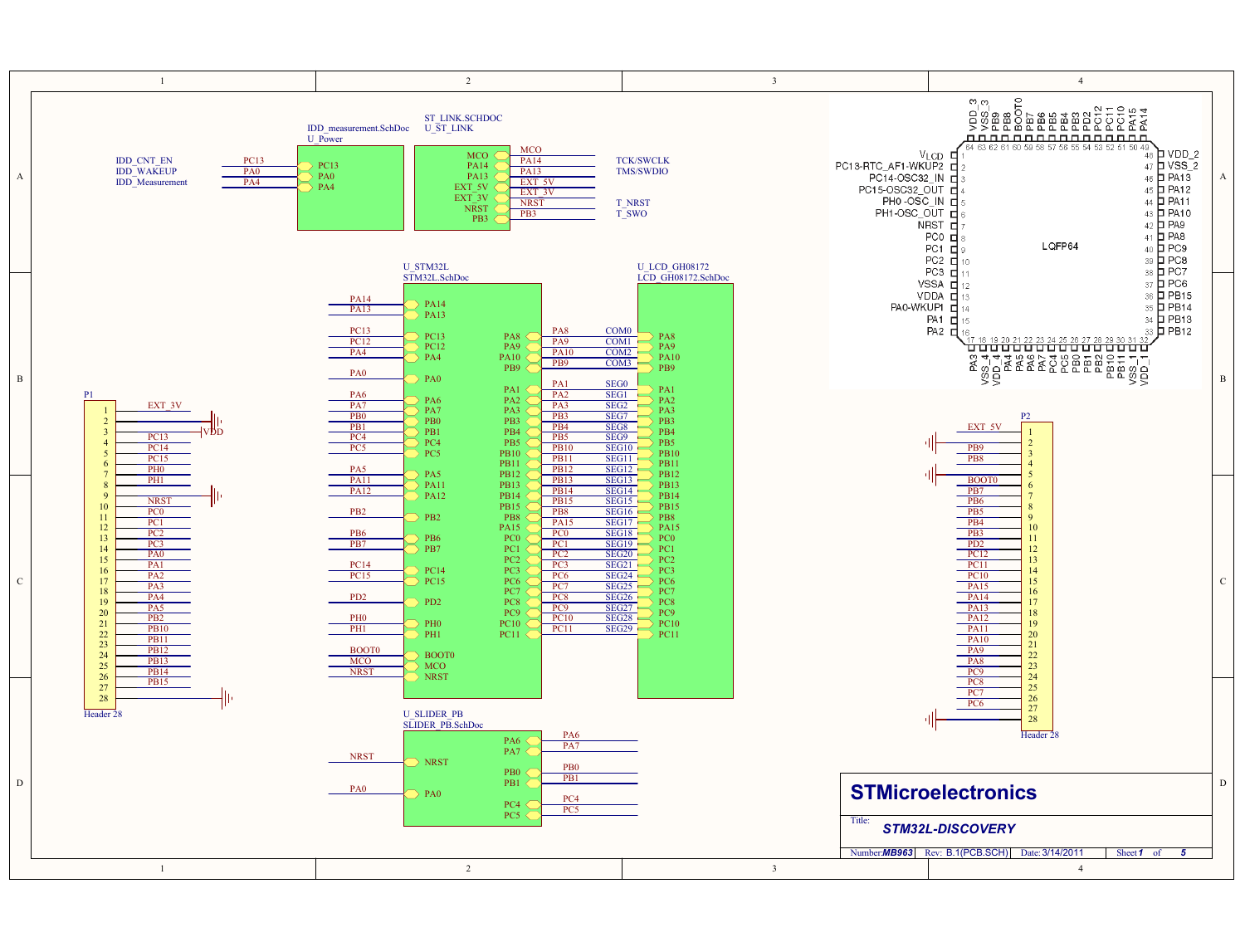IDD_measurement.SchDoc
U_Power

| Net | Pin |
|---|---|
| IDD_CNT_EN | PC13 |
| IDD_WAKEUP | PA0 |
| IDD_Measurement | PA4 |

ST_LINK.SCHDOC
U_ST_LINK

| Pin | Net | Signal |
|---|---|---|
| MCO | MCO | |
| PA14 | PA14 | TCK/SWCLK |
| PA13 | PA13 | TMS/SWDIO |
| EXT_5V | EXT_5V | |
| EXT_3V | EXT_3V | |
| NRST | NRST | T_NRST |
| PB3 | PB3 | T_SWO |

U_STM32L
STM32L.SchDoc

Left side pins: PA14, PA13, PC13, PC12, PA4, PA0, PA6, PA7, PB0, PB1, PC4, PC5, PA5, PA11, PA12, PB2, PB6, PB7, PC14, PC15, PD2, PH0, PH1, BOOT0, MCO, NRST

U_LCD_GH08172
LCD_GH08172.SchDoc

| STM32L Pin | Net | LCD Signal | LCD Pin |
|---|---|---|---|
| PA8 | PA8 | COM0 | PA8 |
| PA9 | PA9 | COM1 | PA9 |
| PA10 | PA10 | COM2 | PA10 |
| PB9 | PB9 | COM3 | PB9 |
| PA1 | PA1 | SEG0 | PA1 |
| PA2 | PA2 | SEG1 | PA2 |
| PA3 | PA3 | SEG2 | PA3 |
| PB3 | PB3 | SEG7 | PB3 |
| PB4 | PB4 | SEG8 | PB4 |
| PB5 | PB5 | SEG9 | PB5 |
| PB10 | PB10 | SEG10 | PB10 |
| PB11 | PB11 | SEG11 | PB11 |
| PB12 | PB12 | SEG12 | PB12 |
| PB13 | PB13 | SEG13 | PB13 |
| PB14 | PB14 | SEG14 | PB14 |
| PB15 | PB15 | SEG15 | PB15 |
| PB8 | PB8 | SEG16 | PB8 |
| PA15 | PA15 | SEG17 | PA15 |
| PC0 | PC0 | SEG18 | PC0 |
| PC1 | PC1 | SEG19 | PC1 |
| PC2 | PC2 | SEG20 | PC2 |
| PC3 | PC3 | SEG21 | PC3 |
| PC6 | PC6 | SEG24 | PC6 |
| PC7 | PC7 | SEG25 | PC7 |
| PC8 | PC8 | SEG26 | PC8 |
| PC9 | PC9 | SEG27 | PC9 |
| PC10 | PC10 | SEG28 | PC10 |
| PC11 | PC11 | SEG29 | PC11 |

U_SLIDER_PB
SLIDER_PB.SchDoc

| Left | Right |
|---|---|
| NRST | PA6 |
| PA0 | PA7 |
| | PB0 |
| | PB1 |
| | PC4 |
| | PC5 |

P1 (Header 28)

| Pin | Net |
|---|---|
| 1 | EXT_3V |
| 2 | VDD |
| 3 | PC13 |
| 4 | PC14 |
| 5 | PC15 |
| 6 | PH0 |
| 7 | PH1 |
| 8 | GND |
| 9 | NRST |
| 10 | PC0 |
| 11 | PC1 |
| 12 | PC2 |
| 13 | PC3 |
| 14 | PA0 |
| 15 | PA1 |
| 16 | PA2 |
| 17 | PA3 |
| 18 | PA4 |
| 19 | PA5 |
| 20 | PB2 |
| 21 | PB10 |
| 22 | PB11 |
| 23 | PB12 |
| 24 | PB13 |
| 25 | PB14 |
| 26 | PB15 |
| 27 | |
| 28 | GND |

P2 (Header 28)

| Pin | Net |
|---|---|
| 1 | EXT_5V |
| 2 | GND |
| 3 | PB9 |
| 4 | PB8 |
| 5 | GND |
| 6 | BOOT0 |
| 7 | PB7 |
| 8 | PB6 |
| 9 | PB5 |
| 10 | PB4 |
| 11 | PB3 |
| 12 | PD2 |
| 13 | PC12 |
| 14 | PC11 |
| 15 | PC10 |
| 16 | PA15 |
| 17 | PA14 |
| 18 | PA13 |
| 19 | PA12 |
| 20 | PA11 |
| 21 | PA10 |
| 22 | PA9 |
| 23 | PA8 |
| 24 | PC9 |
| 25 | PC8 |
| 26 | PC7 |
| 27 | PC6 |
| 28 | GND |

LQFP64

| Pin | Name | Pin | Name |
|---|---|---|---|
| 1 | $V_{LCD}$ | 33 | PB12 |
| 2 | PC13-RTC_AF1-WKUP2 | 34 | PB13 |
| 3 | PC14-OSC32_IN | 35 | PB14 |
| 4 | PC15-OSC32_OUT | 36 | PB15 |
| 5 | PH0-OSC_IN | 37 | PC6 |
| 6 | PH1-OSC_OUT | 38 | PC7 |
| 7 | NRST | 39 | PC8 |
| 8 | PC0 | 40 | PC9 |
| 9 | PC1 | 41 | PA8 |
| 10 | PC2 | 42 | PA9 |
| 11 | PC3 | 43 | PA10 |
| 12 | VSSA | 44 | PA11 |
| 13 | VDDA | 45 | PA12 |
| 14 | PA0-WKUP1 | 46 | PA13 |
| 15 | PA1 | 47 | VSS_2 |
| 16 | PA2 | 48 | VDD_2 |
| 17 | PA3 | 49 | PA14 |
| 18 | VSS_4 | 50 | PA15 |
| 19 | VDD_4 | 51 | PC10 |
| 20 | PA4 | 52 | PC11 |
| 21 | PA5 | 53 | PC12 |
| 22 | PA6 | 54 | PD2 |
| 23 | PA7 | 55 | PB3 |
| 24 | PC4 | 56 | PB4 |
| 25 | PC5 | 57 | PB5 |
| 26 | PB0 | 58 | PB6 |
| 27 | PB1 | 59 | PB7 |
| 28 | PB2 | 60 | BOOT0 |
| 29 | PB10 | 61 | PB8 |
| 30 | PB11 | 62 | PB9 |
| 31 | VSS_1 | 63 | VSS_3 |
| 32 | VDD_1 | 64 | VDD_3 |

**STMicroelectronics**

Title: ***STM32L-DISCOVERY***

Number: ***MB963*** Rev: B.1(PCB.SCH) Date: 3/14/2011 Sheet ***1*** of ***5***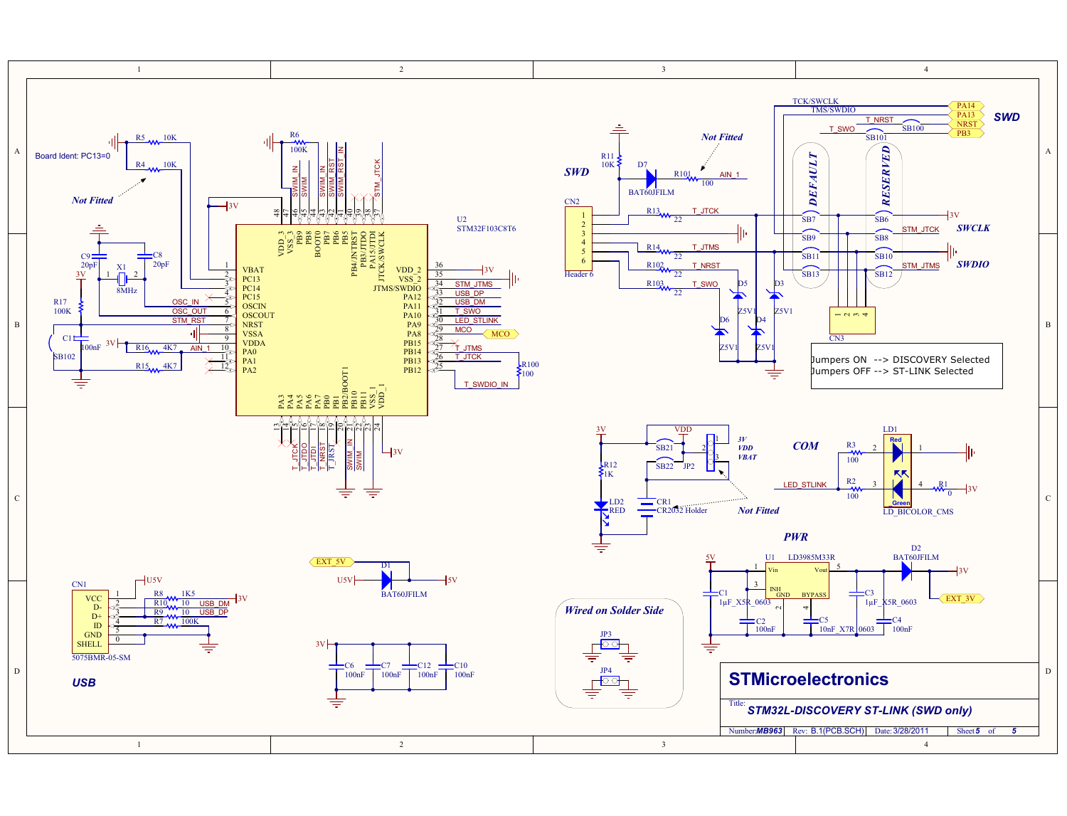# STM32L-DISCOVERY ST-LINK (SWD only)

**STMicroelectronics**

Title: STM32L-DISCOVERY ST-LINK (SWD only)

Number: MB963 | Rev: B.1(PCB.SCH) | Date: 3/28/2011 | Sheet 5 of 5

Board Ident: PC13=0

Not Fitted

**SWD**

**SWCLK**

**SWDIO**

**COM**

**PWR**

**USB**

*Wired on Solder Side*

DEFAULT

RESERVED

Jumpers ON --> DISCOVERY Selected
Jumpers OFF --> ST-LINK Selected

U2 STM32F103C8T6

U1 LD3985M33R

CN1 5075BMR-05-SM

CN2 Header 6

CN3

LD1 LD_BICOLOR_CMS (Red / Green)

D1, D2, D7 BAT60JFILM

D3, D4, D5, D6 Z5V1

X1 8MHz

CR1 CR2032 Holder

JP2, JP3, JP4

3V VDD VBAT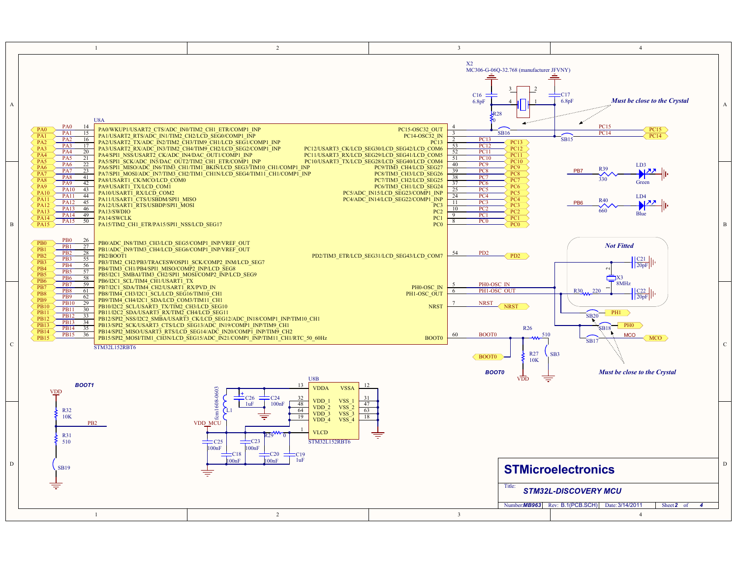# STM32L-DISCOVERY MCU

X2
MC306-G-06Q-32.768 (manufacturer JFVNY)

C16 6.8pF, C17 6.8pF, R28 0

*Must be close to the Crystal*

## U8A — STM32L152RBT6

| Net | Pin | Function |
|---|---|---|
| PA0 | 14 | PA0/WKUP1/USART2_CTS/ADC_IN0/TIM2_CH1_ETR/COMP1_INP |
| PA1 | 15 | PA1/USART2_RTS/ADC_IN1/TIM2_CH2/LCD_SEG0/COMP1_INP |
| PA2 | 16 | PA2/USART2_TX/ADC_IN2/TIM2_CH3/TIM9_CH1/LCD_SEG1/COMP1_INP |
| PA3 | 17 | PA3/USART2_RX/ADC_IN3/TIM2_CH4/TIM9_CH2/LCD_SEG2/COMP1_INP |
| PA4 | 20 | PA4/SPI1_NSS/USART2_CK/ADC_IN4/DAC_OUT1/COMP1_INP |
| PA5 | 21 | PA5/SPI1_SCK/ADC_IN5/DAC_OUT2/TIM2_CH1_ETR/COMP1_INP |
| PA6 | 22 | PA6/SPI1_MISO/ADC_IN6/TIM3_CH1/TIM1_BKIN/LCD_SEG3/TIM10_CH1/COMP1_INP |
| PA7 | 23 | PA7/SPI1_MOSI/ADC_IN7/TIM3_CH2/TIM1_CH1N/LCD_SEG4/TIM11_CH1/COMP1_INP |
| PA8 | 41 | PA8/USART1_CK/MCO/LCD_COM0 |
| PA9 | 42 | PA9/USART1_TX/LCD_COM1 |
| PA10 | 43 | PA10/USART1_RX/LCD_COM2 |
| PA11 | 44 | PA11/USART1_CTS/USBDM/SPI1_MISO |
| PA12 | 45 | PA12/USART1_RTS/USBDP/SPI1_MOSI |
| PA13 | 46 | PA13/SWDIO |
| PA14 | 49 | PA14/SWCLK |
| PA15 | 50 | PA15/TIM2_CH1_ETR/PA15/SPI1_NSS/LCD_SEG17 |
| PB0 | 26 | PB0/ADC_IN8/TIM3_CH3/LCD_SEG5/COMP1_INP/VREF_OUT |
| PB1 | 27 | PB1/ADC_IN9/TIM3_CH4/LCD_SEG6/COMP1_INP/VREF_OUT |
| PB2 | 28 | PB2/BOOT1 |
| PB3 | 55 | PB3/TIM2_CH2/PB3/TRACESWOSPI1_SCK/COMP2_INM/LCD_SEG7 |
| PB4 | 56 | PB4/TIM3_CH1/PB4/SPI1_MISO/COMP2_INP/LCD_SEG8 |
| PB5 | 57 | PB5/I2C1_SMBAI/TIM3_CH2/SPI1_MOSI/COMP2_INP/LCD_SEG9 |
| PB6 | 58 | PB6/I2C1_SCL/TIM4_CH1/USART1_TX |
| PB7 | 59 | PB7/I2C1_SDA/TIM4_CH2/USART1_RX/PVD_IN |
| PB8 | 61 | PB8/TIM4_CH3/I2C1_SCL/LCD_SEG16/TIM10_CH1 |
| PB9 | 62 | PB9/TIM4_CH4/I2C1_SDA/LCD_COM3/TIM11_CH1 |
| PB10 | 29 | PB10/I2C2_SCL/USART3_TX/TIM2_CH3/LCD_SEG10 |
| PB11 | 30 | PB11/I2C2_SDA/USART3_RX/TIM2_CH4/LCD_SEG11 |
| PB12 | 33 | PB12/SPI2_NSS/I2C2_SMBA/USART3_CK/LCD_SEG12/ADC_IN18/COMP1_INP/TIM10_CH1 |
| PB13 | 34 | PB13/SPI2_SCK/USART3_CTS/LCD_SEG13/ADC_IN19/COMP1_INP/TIM9_CH1 |
| PB14 | 35 | PB14/SPI2_MISO/USART3_RTS/LCD_SEG14/ADC_IN20/COMP1_INP/TIM9_CH2 |
| PB15 | 36 | PB15/SPI2_MOSI/TIM1_CH3N/LCD_SEG15/ADC_IN21/COMP1_INP/TIM11_CH1/RTC_50_60Hz |
| PC15 | 4 | PC15-OSC32_OUT (SB16) |
| PC14 | 3 | PC14-OSC32_IN (SB15) |
| PC13 | 2 | PC13 |
| PC12 | 53 | PC12/USART3_CK/LCD_SEG30/LCD_SEG42/LCD_COM6 |
| PC11 | 52 | PC11/USART3_RX/LCD_SEG29/LCD_SEG41/LCD_COM5 |
| PC10 | 51 | PC10/USART3_TX/LCD_SEG28/LCD_SEG40/LCD_COM4 |
| PC9 | 40 | PC9/TIM3_CH4/LCD_SEG27 |
| PC8 | 39 | PC8/TIM3_CH3/LCD_SEG26 |
| PC7 | 38 | PC7/TIM3_CH2/LCD_SEG25 |
| PC6 | 37 | PC6/TIM3_CH1/LCD_SEG24 |
| PC5 | 25 | PC5/ADC_IN15/LCD_SEG23/COMP1_INP |
| PC4 | 24 | PC4/ADC_IN14/LCD_SEG22/COMP1_INP |
| PC3 | 11 | PC3 |
| PC2 | 10 | PC2 |
| PC1 | 9 | PC1 |
| PC0 | 8 | PC0 |
| PD2 | 54 | PD2/TIM3_ETR/LCD_SEG31/LCD_SEG43/LCD_COM7 |
| PH0-OSC_IN | 5 | PH0-OSC_IN |
| PH1-OSC_OUT | 6 | PH1-OSC_OUT |
| NRST | 7 | NRST |
| BOOT0 | 60 | BOOT0 |

## LEDs

- PB7 — R39 330 — LD3 Green
- PB6 — R40 660 — LD4 Blue

## HSE (Not Fitted)

*Not Fitted*: C21 20pF, C22 20pF, X3 8MHz, R30 220, SB20, SB18, SB17; PH1, PH0, MCO

*Must be close to the Crystal*

## BOOT0

R26 510, R27 10K, SB3, VDD

## BOOT1

VDD — R32 10K — PB2 — R31 510 — SB19

## U8B — STM32L152RBT6

| Pin | Name | Pin | Name |
|---|---|---|---|
| 13 | VDDA | 12 | VSSA |
| 32 | VDD_1 | 31 | VSS_1 |
| 48 | VDD_2 | 47 | VSS_2 |
| 64 | VDD_3 | 63 | VSS_3 |
| 19 | VDD_4 | 18 | VSS_4 |
| 1 | VLCD | | |

L1 fcm1608-0603, C26 1uF, C24 100nF, VDD_MCU, R29 0, C25 100nF, C23 100nF, C18 100nF, C20 100nF, C19 1uF

**STMicroelectronics**

Title: *STM32L-DISCOVERY MCU*

Number: MB963 | Rev: B.1(PCB.SCH) | Date: 3/14/2011 | Sheet 2 of 4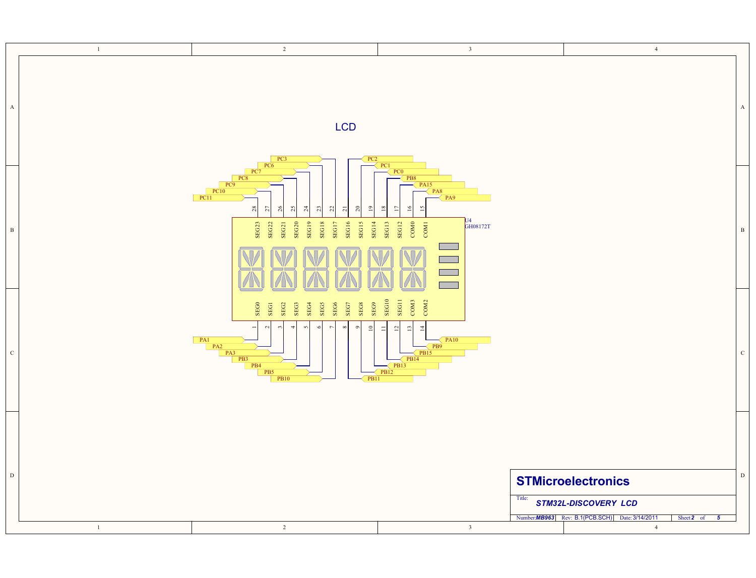# LCD

U4
GH08172T

| Pin | Signal | Net |
|---|---|---|
| 1 | SEG0 | PA1 |
| 2 | SEG1 | PA2 |
| 3 | SEG2 | PA3 |
| 4 | SEG3 | PB3 |
| 5 | SEG4 | PB4 |
| 6 | SEG5 | PB5 |
| 7 | SEG6 | PB10 |
| 8 | SEG7 | PB11 |
| 9 | SEG8 | PB12 |
| 10 | SEG9 | PB13 |
| 11 | SEG10 | PB14 |
| 12 | SEG11 | PB15 |
| 13 | COM3 | PB9 |
| 14 | COM2 | PA10 |
| 15 | COM1 | PA9 |
| 16 | COM0 | PA8 |
| 17 | SEG12 | PA15 |
| 18 | SEG13 | PB8 |
| 19 | SEG14 | PC0 |
| 20 | SEG15 | PC1 |
| 21 | SEG16 | PC2 |
| 22 | SEG17 | PC3 |
| 23 | SEG18 | PC6 |
| 24 | SEG19 | PC7 |
| 25 | SEG20 | PC8 |
| 26 | SEG21 | PC9 |
| 27 | SEG22 | PC10 |
| 28 | SEG23 | PC11 |

**STMicroelectronics**

Title: ***STM32L-DISCOVERY LCD***

Number: ***MB963*** | Rev: B.1(PCB.SCH) | Date: 3/14/2011 | Sheet ***2*** of ***5***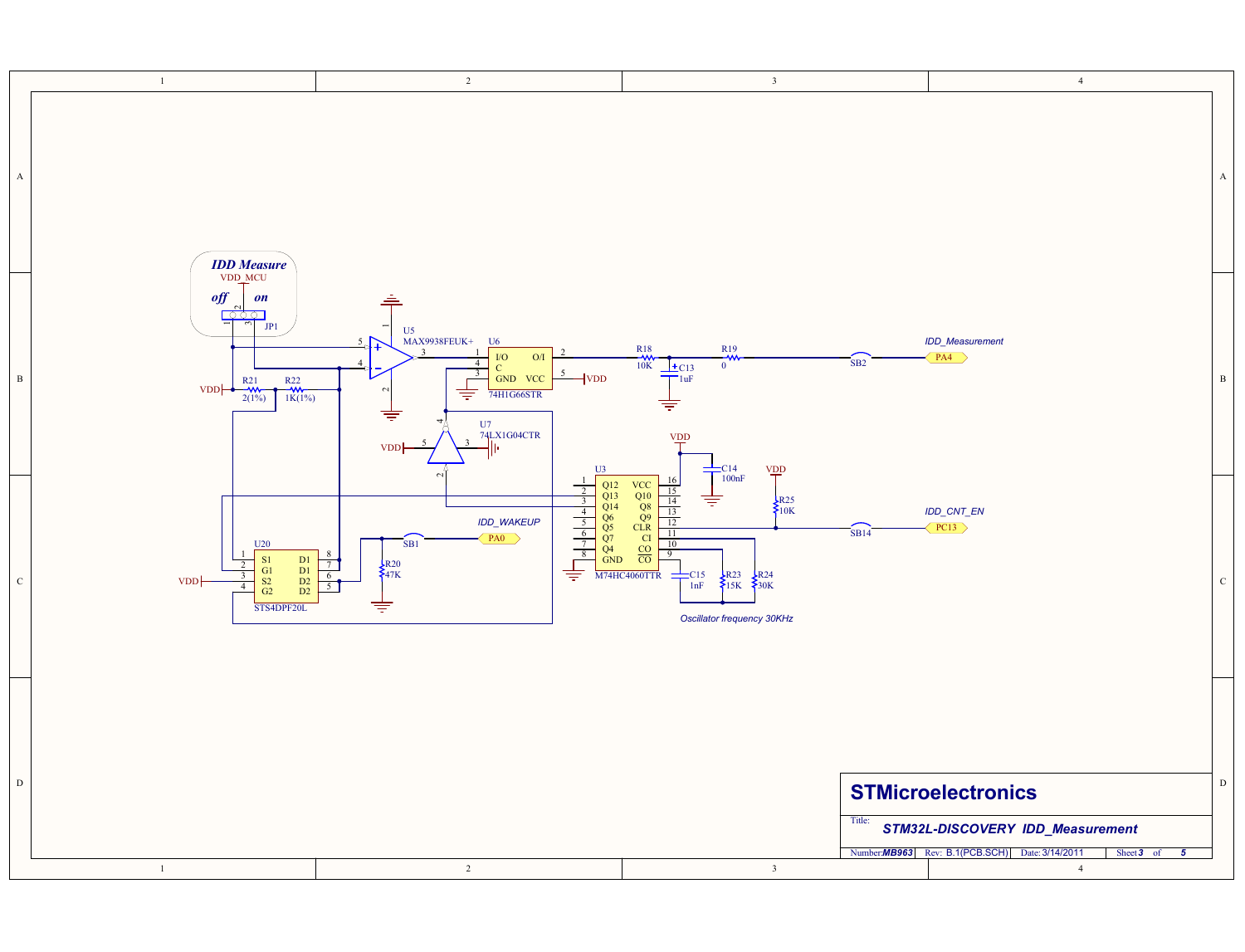**IDD Measure**

VDD_MCU

*off* *on*

JP1

U5
MAX9938FEUK+

U6
74H1G66STR

R18
10K

R19
0

C13
1uF

SB2

*IDD_Measurement*

PA4

VDD

R21
2(1%)

R22
1K(1%)

U7
74LX1G04CTR

VDD

U3
M74HC4060TTR

C14
100nF

VDD

R25
10K

*IDD_CNT_EN*

PC13

SB14

*IDD_WAKEUP*

PA0

SB1

U20
STS4DPF20L

VDD

R20
47K

C15
1nF

R23
15K

R24
30K

*Oscillator frequency 30KHz*

**STMicroelectronics**

Title: ***STM32L-DISCOVERY IDD_Measurement***

| Number: MB963 | Rev: B.1(PCB.SCH) | Date: 3/14/2011 | Sheet 3 of 5 |
|---|---|---|---|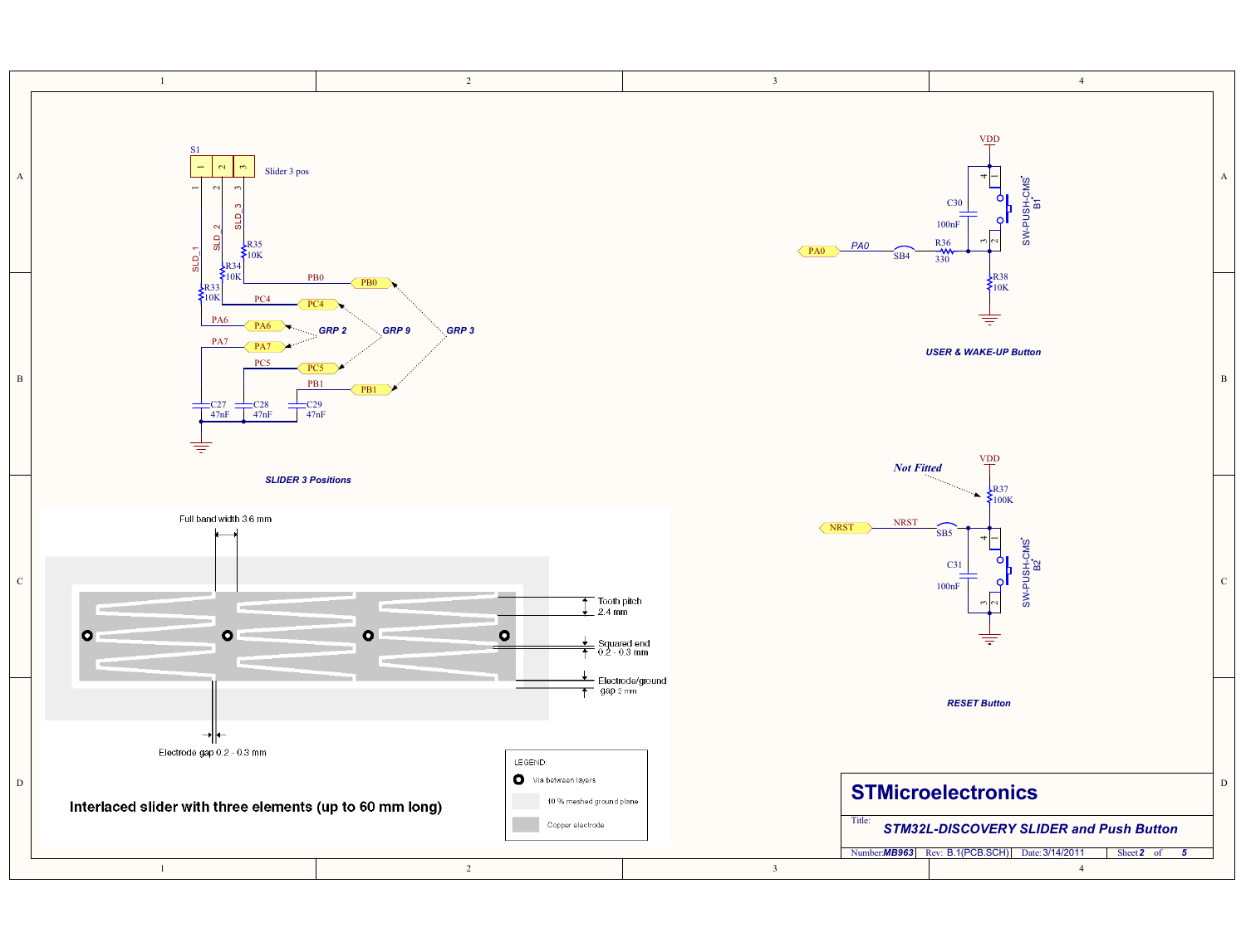S1

Slider 3 pos

SLD_1 SLD_2 SLD_3

R33 10K

R34 10K

R35 10K

PB0

PC4

PA6

PA7

PC5

PB1

GRP 2 GRP 9 GRP 3

C27 47nF

C28 47nF

C29 47nF

**SLIDER 3 Positions**

VDD

C30 100nF

B1 SW-PUSH-CMS

PA0

SB4

R36 330

R38 10K

**USER & WAKE-UP Button**

VDD

Not Fitted

R37 100K

NRST

SB5

C31 100nF

B2 SW-PUSH-CMS

**RESET Button**

Full band width 3.6 mm

Tooth pitch 2.4 mm

Squared end 0.2 - 0.3 mm

Electrode/ground gap 2 mm

Electrode gap 0.2 - 0.3 mm

**Interlaced slider with three elements (up to 60 mm long)**

LEGEND:

Via between layers

10 % meshed ground plane

Copper electrode

**STMicroelectronics**

Title: **STM32L-DISCOVERY SLIDER and Push Button**

Number: **MB963** Rev: B.1(PCB.SCH) Date: 3/14/2011 Sheet 2 of 5